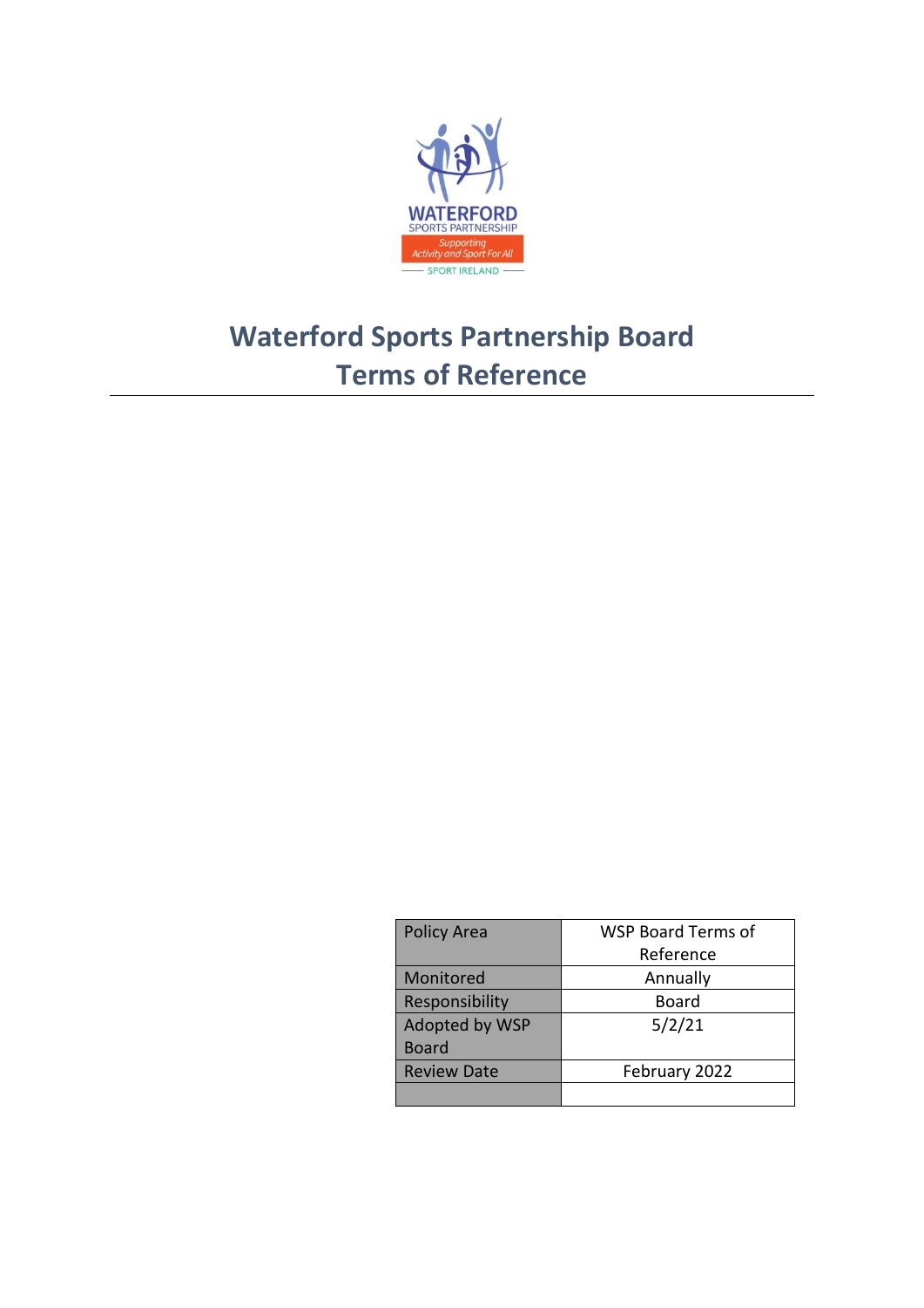WATERFORD SPORTS PARTNERSHIP

Supporting Activity and Sport For All

SPORT IRELAND

# Waterford Sports Partnership Board Terms of Reference

| Policy Area | WSP Board Terms of Reference |
|---|---|
| Monitored | Annually |
| Responsibility | Board |
| Adopted by WSP Board | 5/2/21 |
| Review Date | February 2022 |
| | |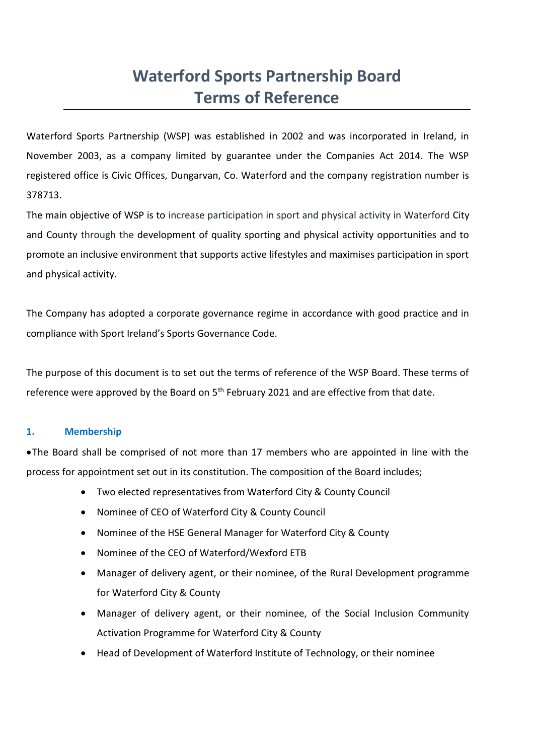# Waterford Sports Partnership Board Terms of Reference

Waterford Sports Partnership (WSP) was established in 2002 and was incorporated in Ireland, in November 2003, as a company limited by guarantee under the Companies Act 2014. The WSP registered office is Civic Offices, Dungarvan, Co. Waterford and the company registration number is 378713.

The main objective of WSP is to increase participation in sport and physical activity in Waterford City and County through the development of quality sporting and physical activity opportunities and to promote an inclusive environment that supports active lifestyles and maximises participation in sport and physical activity.

The Company has adopted a corporate governance regime in accordance with good practice and in compliance with Sport Ireland's Sports Governance Code.

The purpose of this document is to set out the terms of reference of the WSP Board. These terms of reference were approved by the Board on 5th February 2021 and are effective from that date.

## 1. Membership

- The Board shall be comprised of not more than 17 members who are appointed in line with the process for appointment set out in its constitution. The composition of the Board includes;
  - Two elected representatives from Waterford City & County Council
  - Nominee of CEO of Waterford City & County Council
  - Nominee of the HSE General Manager for Waterford City & County
  - Nominee of the CEO of Waterford/Wexford ETB
  - Manager of delivery agent, or their nominee, of the Rural Development programme for Waterford City & County
  - Manager of delivery agent, or their nominee, of the Social Inclusion Community Activation Programme for Waterford City & County
  - Head of Development of Waterford Institute of Technology, or their nominee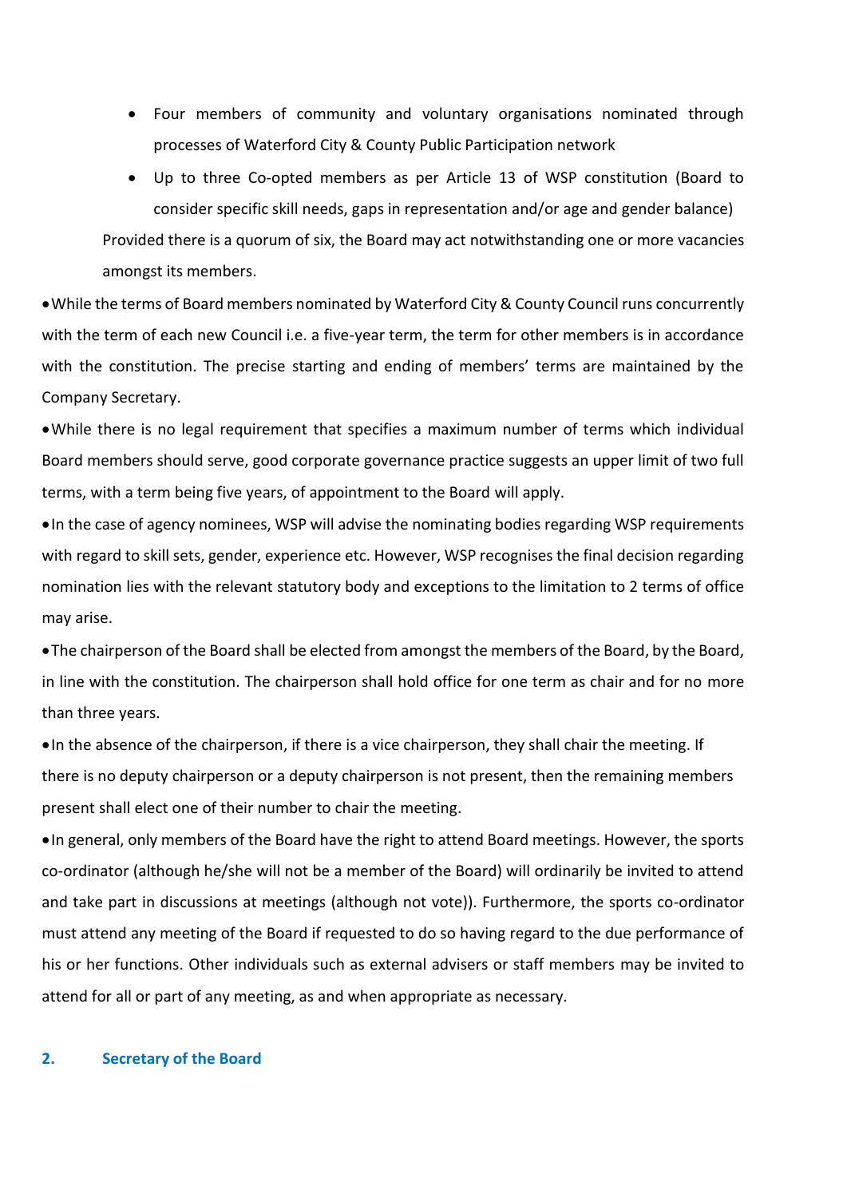- Four members of community and voluntary organisations nominated through processes of Waterford City & County Public Participation network
- Up to three Co-opted members as per Article 13 of WSP constitution (Board to consider specific skill needs, gaps in representation and/or age and gender balance)

Provided there is a quorum of six, the Board may act notwithstanding one or more vacancies amongst its members.

- While the terms of Board members nominated by Waterford City & County Council runs concurrently with the term of each new Council i.e. a five-year term, the term for other members is in accordance with the constitution. The precise starting and ending of members' terms are maintained by the Company Secretary.
- While there is no legal requirement that specifies a maximum number of terms which individual Board members should serve, good corporate governance practice suggests an upper limit of two full terms, with a term being five years, of appointment to the Board will apply.
- In the case of agency nominees, WSP will advise the nominating bodies regarding WSP requirements with regard to skill sets, gender, experience etc. However, WSP recognises the final decision regarding nomination lies with the relevant statutory body and exceptions to the limitation to 2 terms of office may arise.
- The chairperson of the Board shall be elected from amongst the members of the Board, by the Board, in line with the constitution. The chairperson shall hold office for one term as chair and for no more than three years.
- In the absence of the chairperson, if there is a vice chairperson, they shall chair the meeting. If there is no deputy chairperson or a deputy chairperson is not present, then the remaining members present shall elect one of their number to chair the meeting.
- In general, only members of the Board have the right to attend Board meetings. However, the sports co-ordinator (although he/she will not be a member of the Board) will ordinarily be invited to attend and take part in discussions at meetings (although not vote)). Furthermore, the sports co-ordinator must attend any meeting of the Board if requested to do so having regard to the due performance of his or her functions. Other individuals such as external advisers or staff members may be invited to attend for all or part of any meeting, as and when appropriate as necessary.

## 2. Secretary of the Board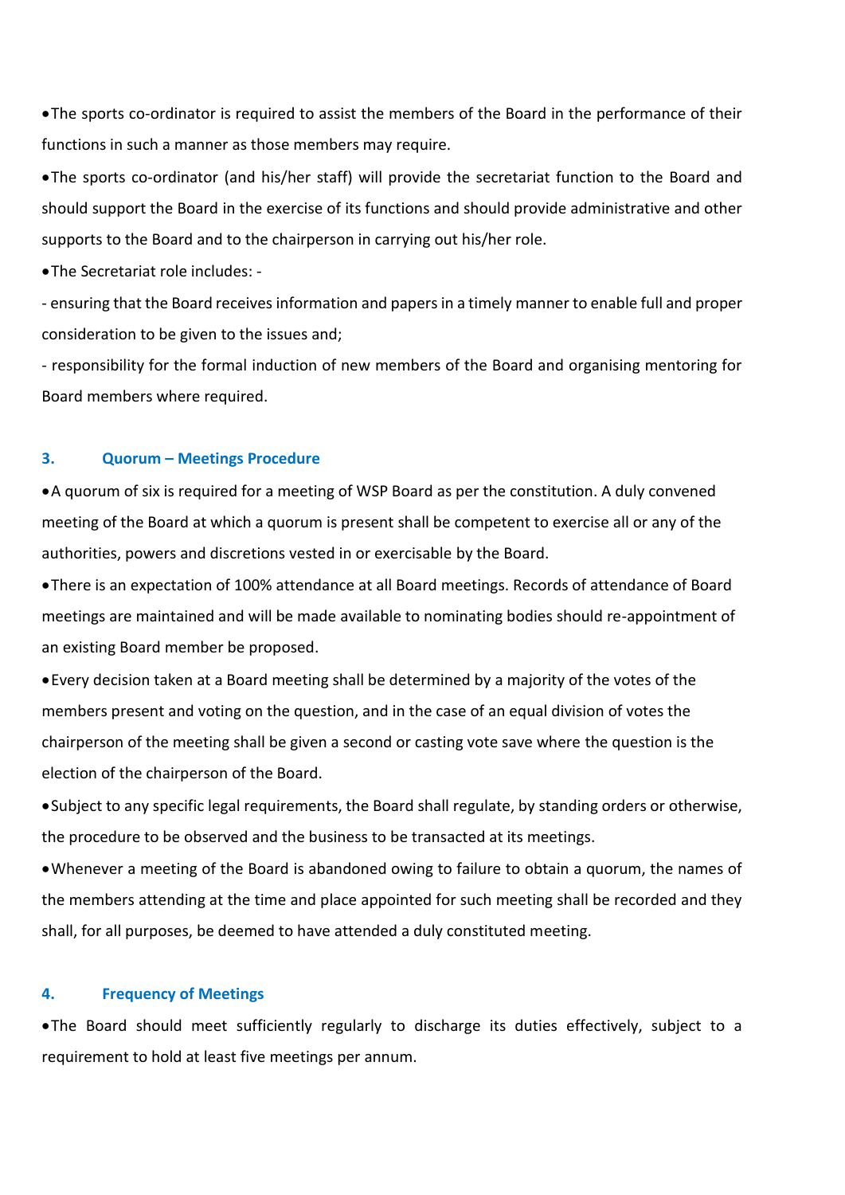- The sports co-ordinator is required to assist the members of the Board in the performance of their functions in such a manner as those members may require.
- The sports co-ordinator (and his/her staff) will provide the secretariat function to the Board and should support the Board in the exercise of its functions and should provide administrative and other supports to the Board and to the chairperson in carrying out his/her role.
- The Secretariat role includes: -

- ensuring that the Board receives information and papers in a timely manner to enable full and proper consideration to be given to the issues and;

- responsibility for the formal induction of new members of the Board and organising mentoring for Board members where required.

## 3. Quorum – Meetings Procedure

- A quorum of six is required for a meeting of WSP Board as per the constitution. A duly convened meeting of the Board at which a quorum is present shall be competent to exercise all or any of the authorities, powers and discretions vested in or exercisable by the Board.
- There is an expectation of 100% attendance at all Board meetings. Records of attendance of Board meetings are maintained and will be made available to nominating bodies should re-appointment of an existing Board member be proposed.
- Every decision taken at a Board meeting shall be determined by a majority of the votes of the members present and voting on the question, and in the case of an equal division of votes the chairperson of the meeting shall be given a second or casting vote save where the question is the election of the chairperson of the Board.
- Subject to any specific legal requirements, the Board shall regulate, by standing orders or otherwise, the procedure to be observed and the business to be transacted at its meetings.
- Whenever a meeting of the Board is abandoned owing to failure to obtain a quorum, the names of the members attending at the time and place appointed for such meeting shall be recorded and they shall, for all purposes, be deemed to have attended a duly constituted meeting.

## 4. Frequency of Meetings

- The Board should meet sufficiently regularly to discharge its duties effectively, subject to a requirement to hold at least five meetings per annum.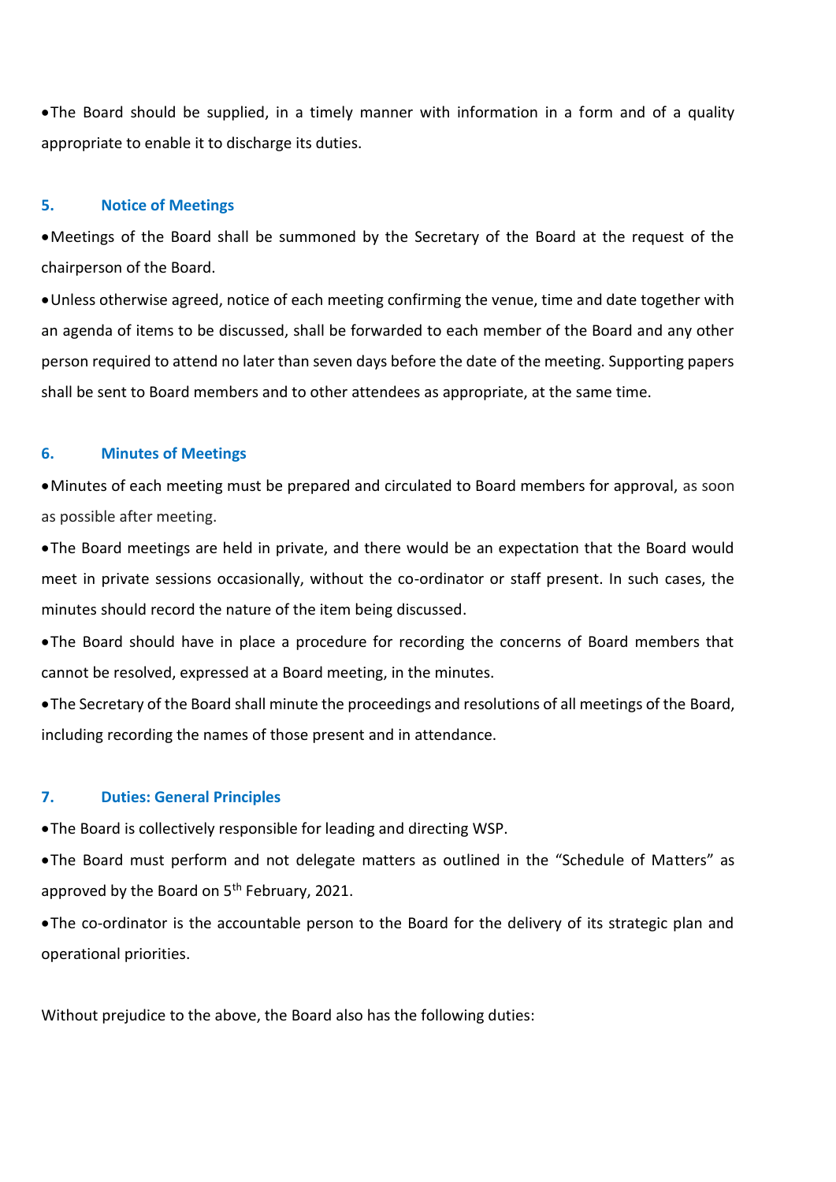- The Board should be supplied, in a timely manner with information in a form and of a quality appropriate to enable it to discharge its duties.

## 5. Notice of Meetings

- Meetings of the Board shall be summoned by the Secretary of the Board at the request of the chairperson of the Board.
- Unless otherwise agreed, notice of each meeting confirming the venue, time and date together with an agenda of items to be discussed, shall be forwarded to each member of the Board and any other person required to attend no later than seven days before the date of the meeting. Supporting papers shall be sent to Board members and to other attendees as appropriate, at the same time.

## 6. Minutes of Meetings

- Minutes of each meeting must be prepared and circulated to Board members for approval, as soon as possible after meeting.
- The Board meetings are held in private, and there would be an expectation that the Board would meet in private sessions occasionally, without the co-ordinator or staff present. In such cases, the minutes should record the nature of the item being discussed.
- The Board should have in place a procedure for recording the concerns of Board members that cannot be resolved, expressed at a Board meeting, in the minutes.
- The Secretary of the Board shall minute the proceedings and resolutions of all meetings of the Board, including recording the names of those present and in attendance.

## 7. Duties: General Principles

- The Board is collectively responsible for leading and directing WSP.
- The Board must perform and not delegate matters as outlined in the "Schedule of Matters" as approved by the Board on 5th February, 2021.
- The co-ordinator is the accountable person to the Board for the delivery of its strategic plan and operational priorities.

Without prejudice to the above, the Board also has the following duties: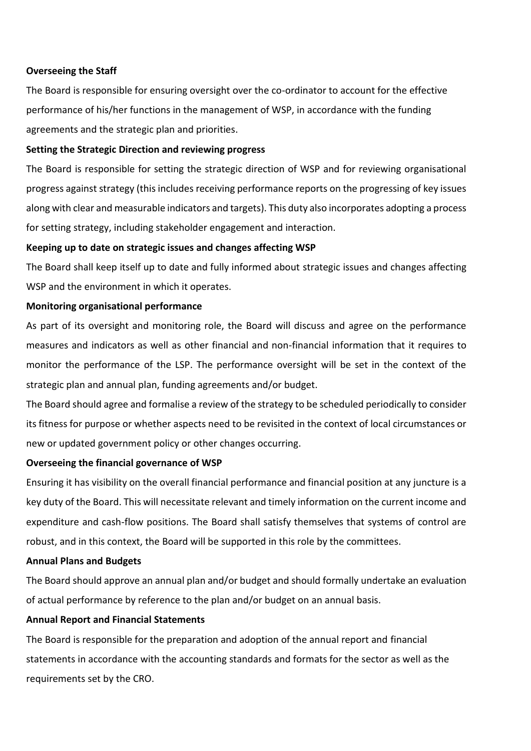**Overseeing the Staff**

The Board is responsible for ensuring oversight over the co-ordinator to account for the effective performance of his/her functions in the management of WSP, in accordance with the funding agreements and the strategic plan and priorities.

**Setting the Strategic Direction and reviewing progress**

The Board is responsible for setting the strategic direction of WSP and for reviewing organisational progress against strategy (this includes receiving performance reports on the progressing of key issues along with clear and measurable indicators and targets). This duty also incorporates adopting a process for setting strategy, including stakeholder engagement and interaction.

**Keeping up to date on strategic issues and changes affecting WSP**

The Board shall keep itself up to date and fully informed about strategic issues and changes affecting WSP and the environment in which it operates.

**Monitoring organisational performance**

As part of its oversight and monitoring role, the Board will discuss and agree on the performance measures and indicators as well as other financial and non-financial information that it requires to monitor the performance of the LSP. The performance oversight will be set in the context of the strategic plan and annual plan, funding agreements and/or budget.

The Board should agree and formalise a review of the strategy to be scheduled periodically to consider its fitness for purpose or whether aspects need to be revisited in the context of local circumstances or new or updated government policy or other changes occurring.

**Overseeing the financial governance of WSP**

Ensuring it has visibility on the overall financial performance and financial position at any juncture is a key duty of the Board. This will necessitate relevant and timely information on the current income and expenditure and cash-flow positions. The Board shall satisfy themselves that systems of control are robust, and in this context, the Board will be supported in this role by the committees.

**Annual Plans and Budgets**

The Board should approve an annual plan and/or budget and should formally undertake an evaluation of actual performance by reference to the plan and/or budget on an annual basis.

**Annual Report and Financial Statements**

The Board is responsible for the preparation and adoption of the annual report and financial statements in accordance with the accounting standards and formats for the sector as well as the requirements set by the CRO.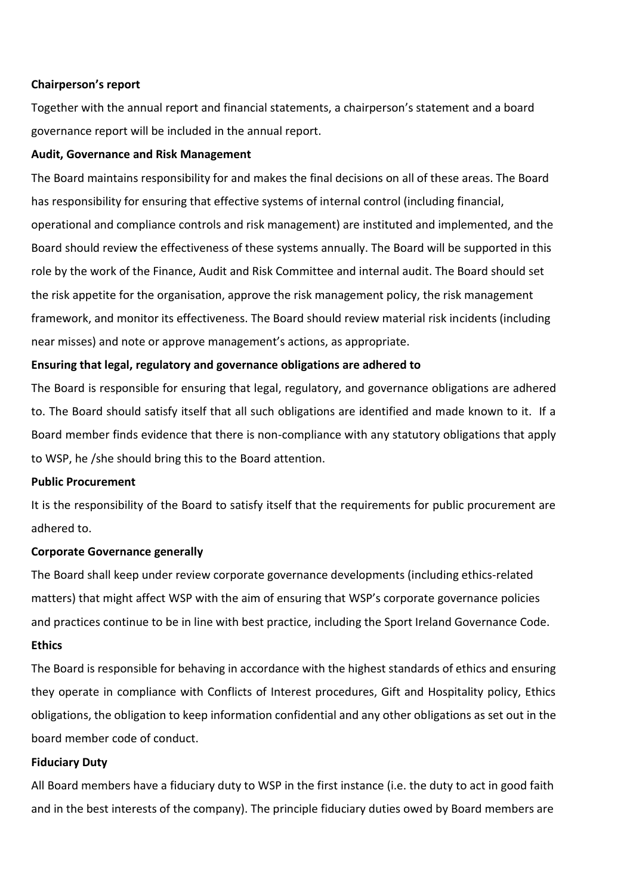**Chairperson's report**

Together with the annual report and financial statements, a chairperson's statement and a board governance report will be included in the annual report.

**Audit, Governance and Risk Management**

The Board maintains responsibility for and makes the final decisions on all of these areas. The Board has responsibility for ensuring that effective systems of internal control (including financial, operational and compliance controls and risk management) are instituted and implemented, and the Board should review the effectiveness of these systems annually. The Board will be supported in this role by the work of the Finance, Audit and Risk Committee and internal audit. The Board should set the risk appetite for the organisation, approve the risk management policy, the risk management framework, and monitor its effectiveness. The Board should review material risk incidents (including near misses) and note or approve management's actions, as appropriate.

**Ensuring that legal, regulatory and governance obligations are adhered to**

The Board is responsible for ensuring that legal, regulatory, and governance obligations are adhered to. The Board should satisfy itself that all such obligations are identified and made known to it. If a Board member finds evidence that there is non-compliance with any statutory obligations that apply to WSP, he /she should bring this to the Board attention.

**Public Procurement**

It is the responsibility of the Board to satisfy itself that the requirements for public procurement are adhered to.

**Corporate Governance generally**

The Board shall keep under review corporate governance developments (including ethics-related matters) that might affect WSP with the aim of ensuring that WSP's corporate governance policies and practices continue to be in line with best practice, including the Sport Ireland Governance Code.

**Ethics**

The Board is responsible for behaving in accordance with the highest standards of ethics and ensuring they operate in compliance with Conflicts of Interest procedures, Gift and Hospitality policy, Ethics obligations, the obligation to keep information confidential and any other obligations as set out in the board member code of conduct.

**Fiduciary Duty**

All Board members have a fiduciary duty to WSP in the first instance (i.e. the duty to act in good faith and in the best interests of the company). The principle fiduciary duties owed by Board members are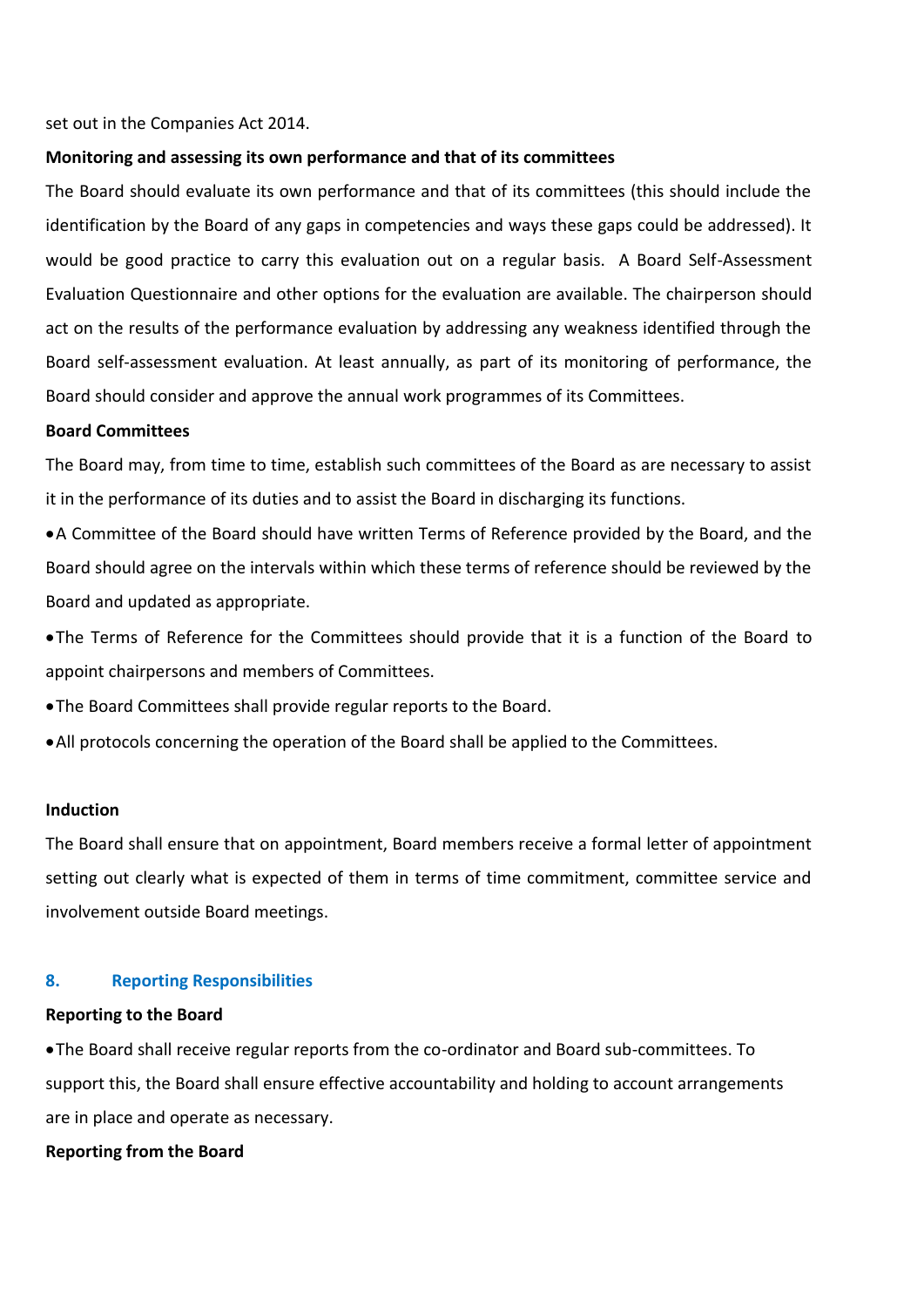set out in the Companies Act 2014.

**Monitoring and assessing its own performance and that of its committees**

The Board should evaluate its own performance and that of its committees (this should include the identification by the Board of any gaps in competencies and ways these gaps could be addressed). It would be good practice to carry this evaluation out on a regular basis. A Board Self-Assessment Evaluation Questionnaire and other options for the evaluation are available. The chairperson should act on the results of the performance evaluation by addressing any weakness identified through the Board self-assessment evaluation. At least annually, as part of its monitoring of performance, the Board should consider and approve the annual work programmes of its Committees.

**Board Committees**

The Board may, from time to time, establish such committees of the Board as are necessary to assist it in the performance of its duties and to assist the Board in discharging its functions.

- A Committee of the Board should have written Terms of Reference provided by the Board, and the Board should agree on the intervals within which these terms of reference should be reviewed by the Board and updated as appropriate.
- The Terms of Reference for the Committees should provide that it is a function of the Board to appoint chairpersons and members of Committees.
- The Board Committees shall provide regular reports to the Board.
- All protocols concerning the operation of the Board shall be applied to the Committees.

**Induction**

The Board shall ensure that on appointment, Board members receive a formal letter of appointment setting out clearly what is expected of them in terms of time commitment, committee service and involvement outside Board meetings.

## 8. Reporting Responsibilities

**Reporting to the Board**

- The Board shall receive regular reports from the co-ordinator and Board sub-committees. To support this, the Board shall ensure effective accountability and holding to account arrangements are in place and operate as necessary.

**Reporting from the Board**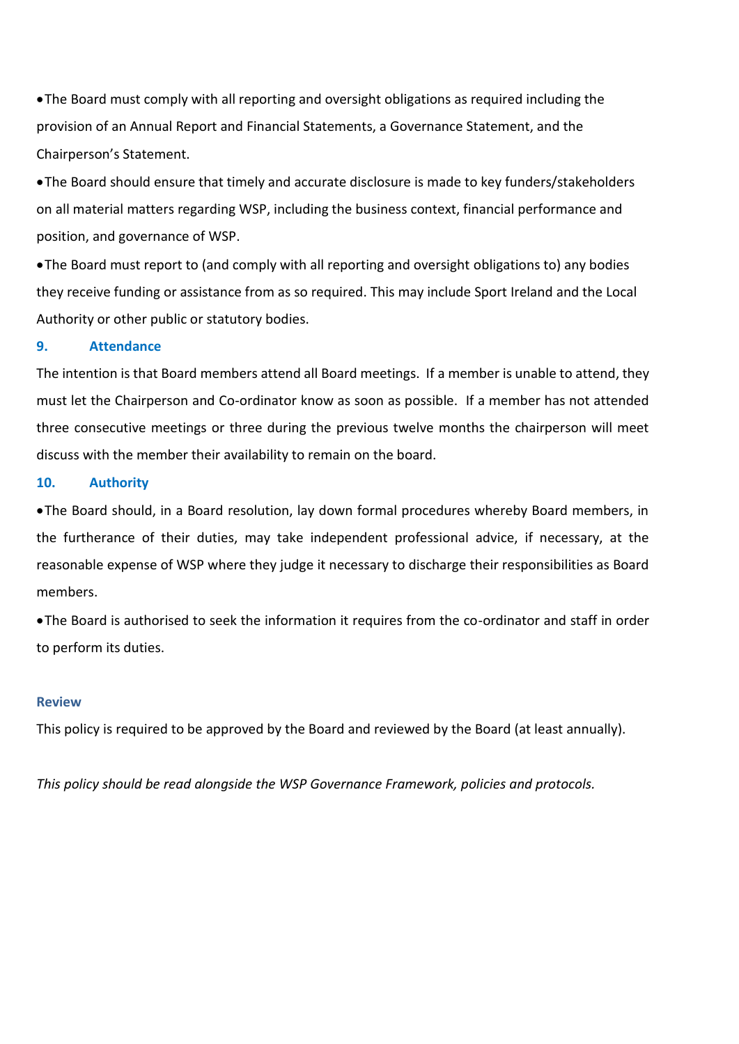- The Board must comply with all reporting and oversight obligations as required including the provision of an Annual Report and Financial Statements, a Governance Statement, and the Chairperson's Statement.
- The Board should ensure that timely and accurate disclosure is made to key funders/stakeholders on all material matters regarding WSP, including the business context, financial performance and position, and governance of WSP.
- The Board must report to (and comply with all reporting and oversight obligations to) any bodies they receive funding or assistance from as so required. This may include Sport Ireland and the Local Authority or other public or statutory bodies.

## 9. Attendance

The intention is that Board members attend all Board meetings. If a member is unable to attend, they must let the Chairperson and Co-ordinator know as soon as possible. If a member has not attended three consecutive meetings or three during the previous twelve months the chairperson will meet discuss with the member their availability to remain on the board.

## 10. Authority

- The Board should, in a Board resolution, lay down formal procedures whereby Board members, in the furtherance of their duties, may take independent professional advice, if necessary, at the reasonable expense of WSP where they judge it necessary to discharge their responsibilities as Board members.
- The Board is authorised to seek the information it requires from the co-ordinator and staff in order to perform its duties.

## Review

This policy is required to be approved by the Board and reviewed by the Board (at least annually).

*This policy should be read alongside the WSP Governance Framework, policies and protocols.*